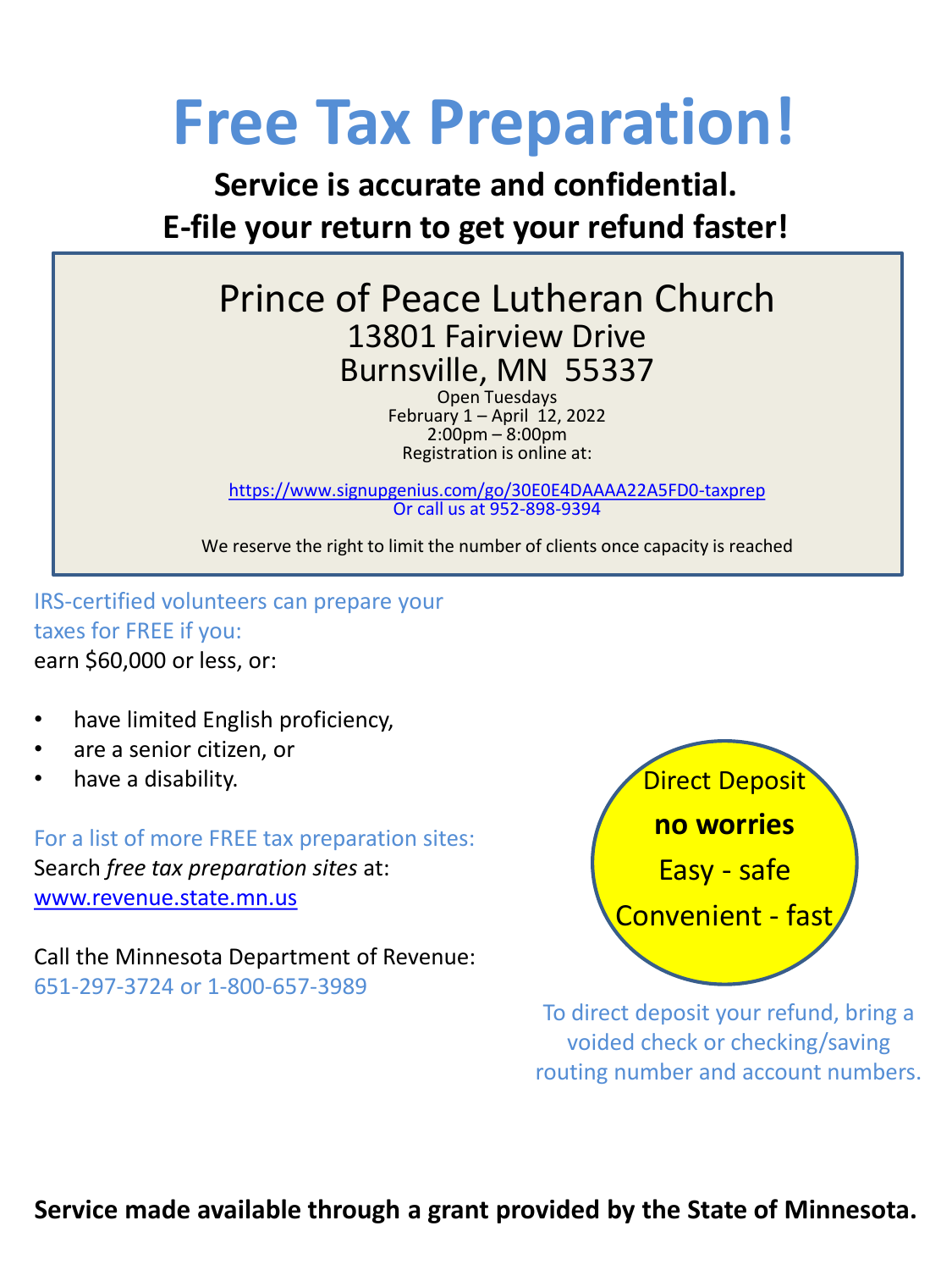# Free Tax Preparation!

**Service is accurate and confidential.**
**E-file your return to get your refund faster!**

Prince of Peace Lutheran Church
13801 Fairview Drive
Burnsville, MN 55337

Open Tuesdays
February 1 – April 12, 2022
2:00pm – 8:00pm
Registration is online at:

https://www.signupgenius.com/go/30E0E4DAAAA22A5FD0-taxprep
Or call us at 952-898-9394

We reserve the right to limit the number of clients once capacity is reached

IRS-certified volunteers can prepare your taxes for FREE if you:
earn $60,000 or less, or:

- have limited English proficiency,
- are a senior citizen, or
- have a disability.

For a list of more FREE tax preparation sites:
Search *free tax preparation sites* at:
www.revenue.state.mn.us

Call the Minnesota Department of Revenue:
651-297-3724 or 1-800-657-3989

Direct Deposit
**no worries**
Easy - safe
Convenient - fast

To direct deposit your refund, bring a voided check or checking/saving routing number and account numbers.

**Service made available through a grant provided by the State of Minnesota.**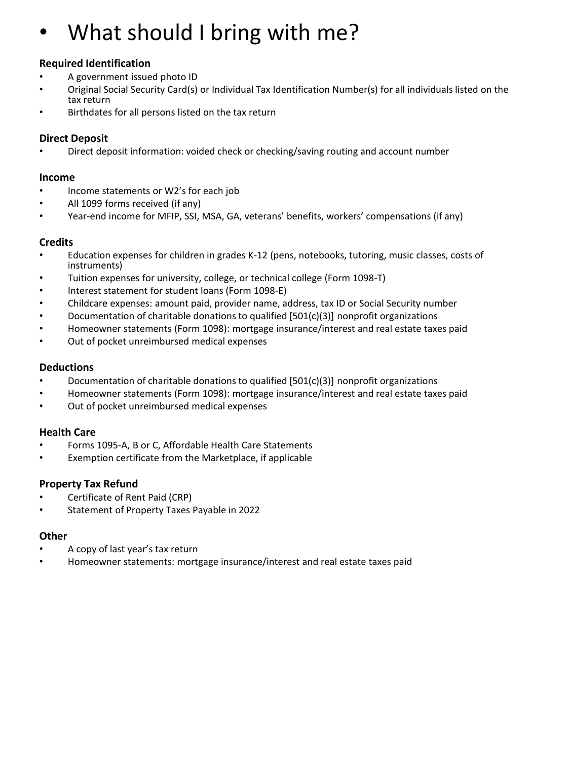# What should I bring with me?

**Required Identification**

- A government issued photo ID
- Original Social Security Card(s) or Individual Tax Identification Number(s) for all individuals listed on the tax return
- Birthdates for all persons listed on the tax return

**Direct Deposit**

- Direct deposit information: voided check or checking/saving routing and account number

**Income**

- Income statements or W2's for each job
- All 1099 forms received (if any)
- Year-end income for MFIP, SSI, MSA, GA, veterans' benefits, workers' compensations (if any)

**Credits**

- Education expenses for children in grades K-12 (pens, notebooks, tutoring, music classes, costs of instruments)
- Tuition expenses for university, college, or technical college (Form 1098-T)
- Interest statement for student loans (Form 1098-E)
- Childcare expenses: amount paid, provider name, address, tax ID or Social Security number
- Documentation of charitable donations to qualified [501(c)(3)] nonprofit organizations
- Homeowner statements (Form 1098): mortgage insurance/interest and real estate taxes paid
- Out of pocket unreimbursed medical expenses

**Deductions**

- Documentation of charitable donations to qualified [501(c)(3)] nonprofit organizations
- Homeowner statements (Form 1098): mortgage insurance/interest and real estate taxes paid
- Out of pocket unreimbursed medical expenses

**Health Care**

- Forms 1095-A, B or C, Affordable Health Care Statements
- Exemption certificate from the Marketplace, if applicable

**Property Tax Refund**

- Certificate of Rent Paid (CRP)
- Statement of Property Taxes Payable in 2022

**Other**

- A copy of last year's tax return
- Homeowner statements: mortgage insurance/interest and real estate taxes paid